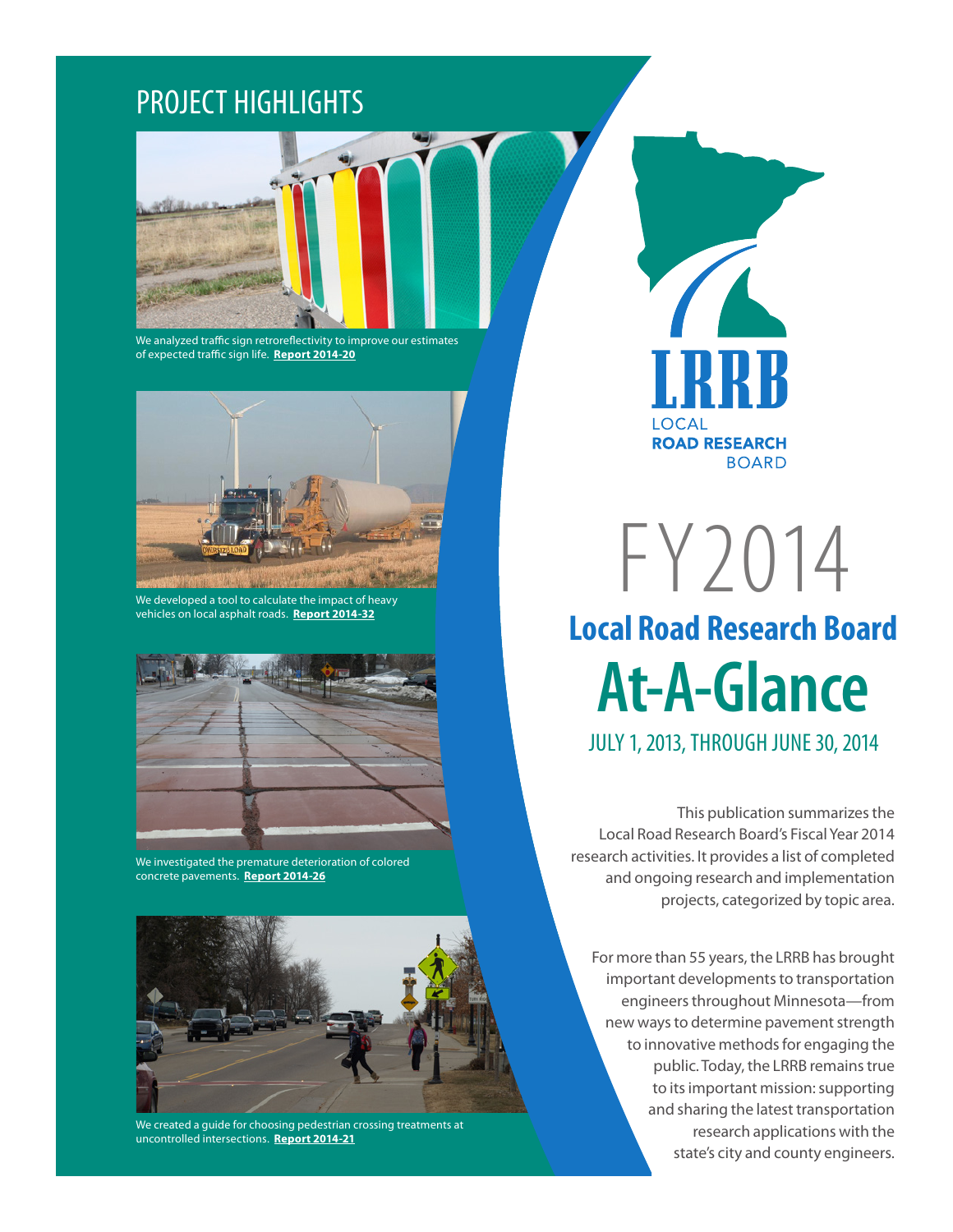# PROJECT HIGHLIGHTS

We analyzed traffic sign retroreflectivity to improve our estimates of expected traffic sign life. **Report 2014-20**

We developed a tool to calculate the impact of heavy vehicles on local asphalt roads. **Report 2014-32**

We investigated the premature deterioration of colored concrete pavements. **Report 2014-26**

We created a guide for choosing pedestrian crossing treatments at uncontrolled intersections. **Report 2014-21**

**LRRB**
LOCAL
**ROAD RESEARCH**
BOARD

# FY2014

## Local Road Research Board

# At-A-Glance

JULY 1, 2013, THROUGH JUNE 30, 2014

This publication summarizes the Local Road Research Board's Fiscal Year 2014 research activities. It provides a list of completed and ongoing research and implementation projects, categorized by topic area.

For more than 55 years, the LRRB has brought important developments to transportation engineers throughout Minnesota—from new ways to determine pavement strength to innovative methods for engaging the public. Today, the LRRB remains true to its important mission: supporting and sharing the latest transportation research applications with the state's city and county engineers.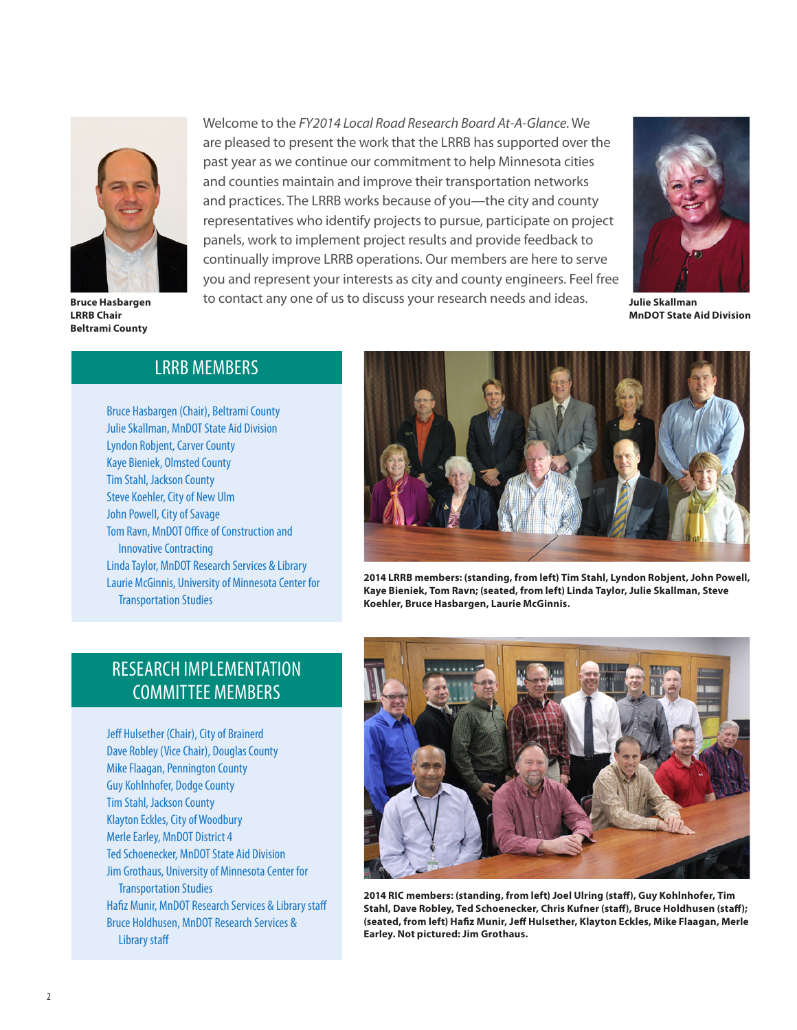Welcome to the *FY2014 Local Road Research Board At-A-Glance*. We are pleased to present the work that the LRRB has supported over the past year as we continue our commitment to help Minnesota cities and counties maintain and improve their transportation networks and practices. The LRRB works because of you—the city and county representatives who identify projects to pursue, participate on project panels, work to implement project results and provide feedback to continually improve LRRB operations. Our members are here to serve you and represent your interests as city and county engineers. Feel free to contact any one of us to discuss your research needs and ideas.

**Bruce Hasbargen**
**LRRB Chair**
**Beltrami County**

**Julie Skallman**
**MnDOT State Aid Division**

## LRRB MEMBERS

- Bruce Hasbargen (Chair), Beltrami County
- Julie Skallman, MnDOT State Aid Division
- Lyndon Robjent, Carver County
- Kaye Bieniek, Olmsted County
- Tim Stahl, Jackson County
- Steve Koehler, City of New Ulm
- John Powell, City of Savage
- Tom Ravn, MnDOT Office of Construction and Innovative Contracting
- Linda Taylor, MnDOT Research Services & Library
- Laurie McGinnis, University of Minnesota Center for Transportation Studies

**2014 LRRB members: (standing, from left) Tim Stahl, Lyndon Robjent, John Powell, Kaye Bieniek, Tom Ravn; (seated, from left) Linda Taylor, Julie Skallman, Steve Koehler, Bruce Hasbargen, Laurie McGinnis.**

## RESEARCH IMPLEMENTATION COMMITTEE MEMBERS

- Jeff Hulsether (Chair), City of Brainerd
- Dave Robley (Vice Chair), Douglas County
- Mike Flaagan, Pennington County
- Guy Kohlnhofer, Dodge County
- Tim Stahl, Jackson County
- Klayton Eckles, City of Woodbury
- Merle Earley, MnDOT District 4
- Ted Schoenecker, MnDOT State Aid Division
- Jim Grothaus, University of Minnesota Center for Transportation Studies
- Hafiz Munir, MnDOT Research Services & Library staff
- Bruce Holdhusen, MnDOT Research Services & Library staff

**2014 RIC members: (standing, from left) Joel Ulring (staff), Guy Kohlnhofer, Tim Stahl, Dave Robley, Ted Schoenecker, Chris Kufner (staff), Bruce Holdhusen (staff); (seated, from left) Hafiz Munir, Jeff Hulsether, Klayton Eckles, Mike Flaagan, Merle Earley. Not pictured: Jim Grothaus.**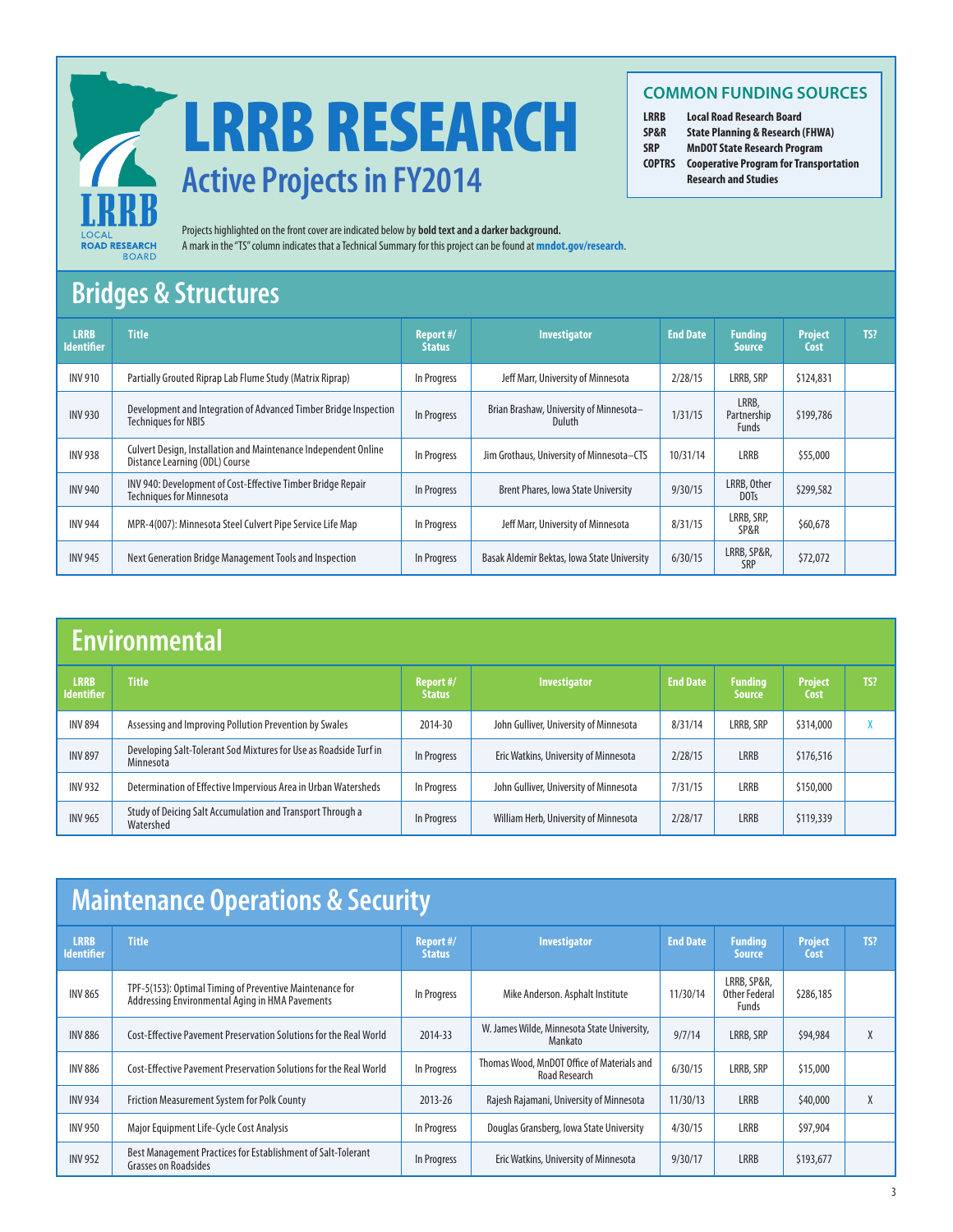# LRRB RESEARCH

## Active Projects in FY2014

### COMMON FUNDING SOURCES

**LRRB** Local Road Research Board
**SP&R** State Planning & Research (FHWA)
**SRP** MnDOT State Research Program
**COPTRS** Cooperative Program for Transportation Research and Studies

Projects highlighted on the front cover are indicated below by **bold text and a darker background.**
A mark in the "TS" column indicates that a Technical Summary for this project can be found at **mndot.gov/research**.

## Bridges & Structures

| LRRB Identifier | Title | Report #/ Status | Investigator | End Date | Funding Source | Project Cost | TS? |
|---|---|---|---|---|---|---|---|
| INV 910 | Partially Grouted Riprap Lab Flume Study (Matrix Riprap) | In Progress | Jeff Marr, University of Minnesota | 2/28/15 | LRRB, SRP | $124,831 | |
| INV 930 | Development and Integration of Advanced Timber Bridge Inspection Techniques for NBIS | In Progress | Brian Brashaw, University of Minnesota–Duluth | 1/31/15 | LRRB, Partnership Funds | $199,786 | |
| INV 938 | Culvert Design, Installation and Maintenance Independent Online Distance Learning (ODL) Course | In Progress | Jim Grothaus, University of Minnesota–CTS | 10/31/14 | LRRB | $55,000 | |
| INV 940 | INV 940: Development of Cost-Effective Timber Bridge Repair Techniques for Minnesota | In Progress | Brent Phares, Iowa State University | 9/30/15 | LRRB, Other DOTs | $299,582 | |
| INV 944 | MPR-4(007): Minnesota Steel Culvert Pipe Service Life Map | In Progress | Jeff Marr, University of Minnesota | 8/31/15 | LRRB, SRP, SP&R | $60,678 | |
| INV 945 | Next Generation Bridge Management Tools and Inspection | In Progress | Basak Aldemir Bektas, Iowa State University | 6/30/15 | LRRB, SP&R, SRP | $72,072 | |

## Environmental

| LRRB Identifier | Title | Report #/ Status | Investigator | End Date | Funding Source | Project Cost | TS? |
|---|---|---|---|---|---|---|---|
| INV 894 | Assessing and Improving Pollution Prevention by Swales | 2014-30 | John Gulliver, University of Minnesota | 8/31/14 | LRRB, SRP | $314,000 | X |
| INV 897 | Developing Salt-Tolerant Sod Mixtures for Use as Roadside Turf in Minnesota | In Progress | Eric Watkins, University of Minnesota | 2/28/15 | LRRB | $176,516 | |
| INV 932 | Determination of Effective Impervious Area in Urban Watersheds | In Progress | John Gulliver, University of Minnesota | 7/31/15 | LRRB | $150,000 | |
| INV 965 | Study of Deicing Salt Accumulation and Transport Through a Watershed | In Progress | William Herb, University of Minnesota | 2/28/17 | LRRB | $119,339 | |

## Maintenance Operations & Security

| LRRB Identifier | Title | Report #/ Status | Investigator | End Date | Funding Source | Project Cost | TS? |
|---|---|---|---|---|---|---|---|
| INV 865 | TPF-5(153): Optimal Timing of Preventive Maintenance for Addressing Environmental Aging in HMA Pavements | In Progress | Mike Anderson. Asphalt Institute | 11/30/14 | LRRB, SP&R, Other Federal Funds | $286,185 | |
| INV 886 | Cost-Effective Pavement Preservation Solutions for the Real World | 2014-33 | W. James Wilde, Minnesota State University, Mankato | 9/7/14 | LRRB, SRP | $94,984 | X |
| INV 886 | Cost-Effective Pavement Preservation Solutions for the Real World | In Progress | Thomas Wood, MnDOT Office of Materials and Road Research | 6/30/15 | LRRB, SRP | $15,000 | |
| INV 934 | Friction Measurement System for Polk County | 2013-26 | Rajesh Rajamani, University of Minnesota | 11/30/13 | LRRB | $40,000 | X |
| INV 950 | Major Equipment Life-Cycle Cost Analysis | In Progress | Douglas Gransberg, Iowa State University | 4/30/15 | LRRB | $97,904 | |
| INV 952 | Best Management Practices for Establishment of Salt-Tolerant Grasses on Roadsides | In Progress | Eric Watkins, University of Minnesota | 9/30/17 | LRRB | $193,677 | |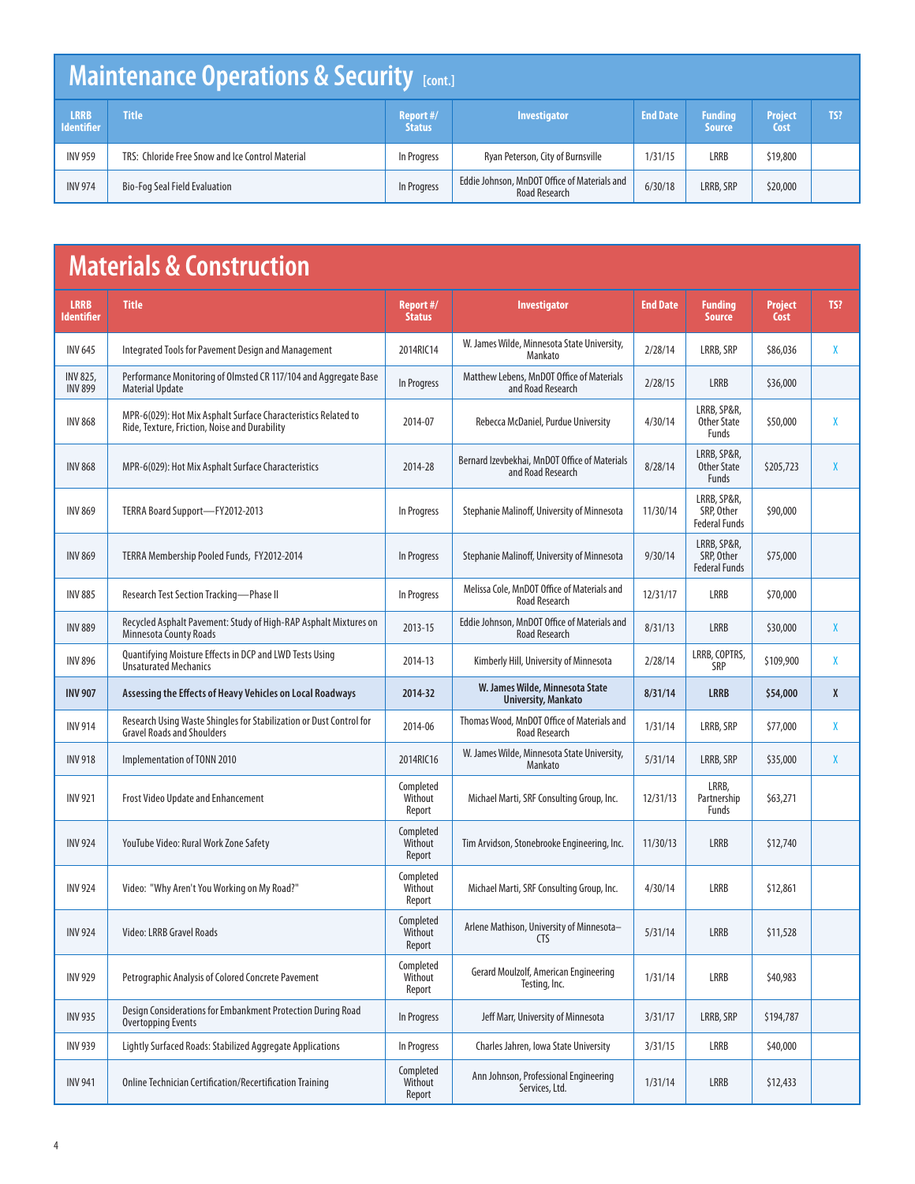## Maintenance Operations & Security [cont.]

| LRRB Identifier | Title | Report #/ Status | Investigator | End Date | Funding Source | Project Cost | TS? |
|---|---|---|---|---|---|---|---|
| INV 959 | TRS: Chloride Free Snow and Ice Control Material | In Progress | Ryan Peterson, City of Burnsville | 1/31/15 | LRRB | $19,800 | |
| INV 974 | Bio-Fog Seal Field Evaluation | In Progress | Eddie Johnson, MnDOT Office of Materials and Road Research | 6/30/18 | LRRB, SRP | $20,000 | |

## Materials & Construction

| LRRB Identifier | Title | Report #/ Status | Investigator | End Date | Funding Source | Project Cost | TS? |
|---|---|---|---|---|---|---|---|
| INV 645 | Integrated Tools for Pavement Design and Management | 2014RIC14 | W. James Wilde, Minnesota State University, Mankato | 2/28/14 | LRRB, SRP | $86,036 | X |
| INV 825, INV 899 | Performance Monitoring of Olmsted CR 117/104 and Aggregate Base Material Update | In Progress | Matthew Lebens, MnDOT Office of Materials and Road Research | 2/28/15 | LRRB | $36,000 | |
| INV 868 | MPR-6(029): Hot Mix Asphalt Surface Characteristics Related to Ride, Texture, Friction, Noise and Durability | 2014-07 | Rebecca McDaniel, Purdue University | 4/30/14 | LRRB, SP&R, Other State Funds | $50,000 | X |
| INV 868 | MPR-6(029): Hot Mix Asphalt Surface Characteristics | 2014-28 | Bernard Izevbekhai, MnDOT Office of Materials and Road Research | 8/28/14 | LRRB, SP&R, Other State Funds | $205,723 | X |
| INV 869 | TERRA Board Support—FY2012-2013 | In Progress | Stephanie Malinoff, University of Minnesota | 11/30/14 | LRRB, SP&R, SRP, Other Federal Funds | $90,000 | |
| INV 869 | TERRA Membership Pooled Funds, FY2012-2014 | In Progress | Stephanie Malinoff, University of Minnesota | 9/30/14 | LRRB, SP&R, SRP, Other Federal Funds | $75,000 | |
| INV 885 | Research Test Section Tracking—Phase II | In Progress | Melissa Cole, MnDOT Office of Materials and Road Research | 12/31/17 | LRRB | $70,000 | |
| INV 889 | Recycled Asphalt Pavement: Study of High-RAP Asphalt Mixtures on Minnesota County Roads | 2013-15 | Eddie Johnson, MnDOT Office of Materials and Road Research | 8/31/13 | LRRB | $30,000 | X |
| INV 896 | Quantifying Moisture Effects in DCP and LWD Tests Using Unsaturated Mechanics | 2014-13 | Kimberly Hill, University of Minnesota | 2/28/14 | LRRB, COPTRS, SRP | $109,900 | X |
| **INV 907** | **Assessing the Effects of Heavy Vehicles on Local Roadways** | **2014-32** | **W. James Wilde, Minnesota State University, Mankato** | **8/31/14** | **LRRB** | **$54,000** | **X** |
| INV 914 | Research Using Waste Shingles for Stabilization or Dust Control for Gravel Roads and Shoulders | 2014-06 | Thomas Wood, MnDOT Office of Materials and Road Research | 1/31/14 | LRRB, SRP | $77,000 | X |
| INV 918 | Implementation of TONN 2010 | 2014RIC16 | W. James Wilde, Minnesota State University, Mankato | 5/31/14 | LRRB, SRP | $35,000 | X |
| INV 921 | Frost Video Update and Enhancement | Completed Without Report | Michael Marti, SRF Consulting Group, Inc. | 12/31/13 | LRRB, Partnership Funds | $63,271 | |
| INV 924 | YouTube Video: Rural Work Zone Safety | Completed Without Report | Tim Arvidson, Stonebrooke Engineering, Inc. | 11/30/13 | LRRB | $12,740 | |
| INV 924 | Video: "Why Aren't You Working on My Road?" | Completed Without Report | Michael Marti, SRF Consulting Group, Inc. | 4/30/14 | LRRB | $12,861 | |
| INV 924 | Video: LRRB Gravel Roads | Completed Without Report | Arlene Mathison, University of Minnesota–CTS | 5/31/14 | LRRB | $11,528 | |
| INV 929 | Petrographic Analysis of Colored Concrete Pavement | Completed Without Report | Gerard Moulzolf, American Engineering Testing, Inc. | 1/31/14 | LRRB | $40,983 | |
| INV 935 | Design Considerations for Embankment Protection During Road Overtopping Events | In Progress | Jeff Marr, University of Minnesota | 3/31/17 | LRRB, SRP | $194,787 | |
| INV 939 | Lightly Surfaced Roads: Stabilized Aggregate Applications | In Progress | Charles Jahren, Iowa State University | 3/31/15 | LRRB | $40,000 | |
| INV 941 | Online Technician Certification/Recertification Training | Completed Without Report | Ann Johnson, Professional Engineering Services, Ltd. | 1/31/14 | LRRB | $12,433 | |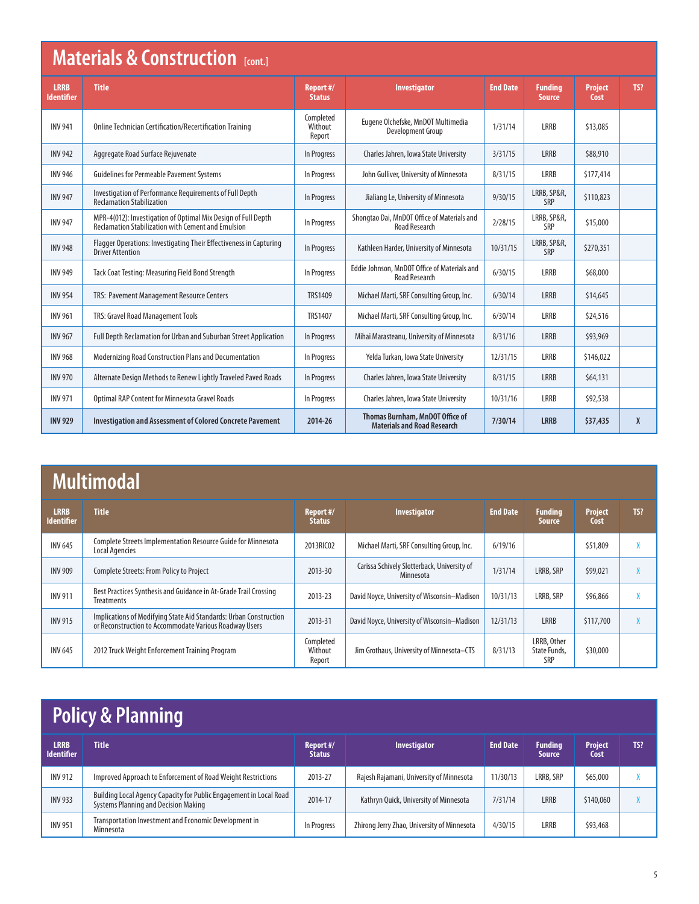## Materials & Construction [cont.]

| LRRB Identifier | Title | Report #/ Status | Investigator | End Date | Funding Source | Project Cost | TS? |
|---|---|---|---|---|---|---|---|
| INV 941 | Online Technician Certification/Recertification Training | Completed Without Report | Eugene Olchefske, MnDOT Multimedia Development Group | 1/31/14 | LRRB | $13,085 | |
| INV 942 | Aggregate Road Surface Rejuvenate | In Progress | Charles Jahren, Iowa State University | 3/31/15 | LRRB | $88,910 | |
| INV 946 | Guidelines for Permeable Pavement Systems | In Progress | John Gulliver, University of Minnesota | 8/31/15 | LRRB | $177,414 | |
| INV 947 | Investigation of Performance Requirements of Full Depth Reclamation Stabilization | In Progress | Jialiang Le, University of Minnesota | 9/30/15 | LRRB, SP&R, SRP | $110,823 | |
| INV 947 | MPR-4(012): Investigation of Optimal Mix Design of Full Depth Reclamation Stabilization with Cement and Emulsion | In Progress | Shongtao Dai, MnDOT Office of Materials and Road Research | 2/28/15 | LRRB, SP&R, SRP | $15,000 | |
| INV 948 | Flagger Operations: Investigating Their Effectiveness in Capturing Driver Attention | In Progress | Kathleen Harder, University of Minnesota | 10/31/15 | LRRB, SP&R, SRP | $270,351 | |
| INV 949 | Tack Coat Testing: Measuring Field Bond Strength | In Progress | Eddie Johnson, MnDOT Office of Materials and Road Research | 6/30/15 | LRRB | $68,000 | |
| INV 954 | TRS: Pavement Management Resource Centers | TRS1409 | Michael Marti, SRF Consulting Group, Inc. | 6/30/14 | LRRB | $14,645 | |
| INV 961 | TRS: Gravel Road Management Tools | TRS1407 | Michael Marti, SRF Consulting Group, Inc. | 6/30/14 | LRRB | $24,516 | |
| INV 967 | Full Depth Reclamation for Urban and Suburban Street Application | In Progress | Mihai Marasteanu, University of Minnesota | 8/31/16 | LRRB | $93,969 | |
| INV 968 | Modernizing Road Construction Plans and Documentation | In Progress | Yelda Turkan, Iowa State University | 12/31/15 | LRRB | $146,022 | |
| INV 970 | Alternate Design Methods to Renew Lightly Traveled Paved Roads | In Progress | Charles Jahren, Iowa State University | 8/31/15 | LRRB | $64,131 | |
| INV 971 | Optimal RAP Content for Minnesota Gravel Roads | In Progress | Charles Jahren, Iowa State University | 10/31/16 | LRRB | $92,538 | |
| **INV 929** | **Investigation and Assessment of Colored Concrete Pavement** | **2014-26** | **Thomas Burnham, MnDOT Office of Materials and Road Research** | **7/30/14** | **LRRB** | **$37,435** | **X** |

## Multimodal

| LRRB Identifier | Title | Report #/ Status | Investigator | End Date | Funding Source | Project Cost | TS? |
|---|---|---|---|---|---|---|---|
| INV 645 | Complete Streets Implementation Resource Guide for Minnesota Local Agencies | 2013RIC02 | Michael Marti, SRF Consulting Group, Inc. | 6/19/16 | | $51,809 | X |
| INV 909 | Complete Streets: From Policy to Project | 2013-30 | Carissa Schively Slotterback, University of Minnesota | 1/31/14 | LRRB, SRP | $99,021 | X |
| INV 911 | Best Practices Synthesis and Guidance in At-Grade Trail Crossing Treatments | 2013-23 | David Noyce, University of Wisconsin–Madison | 10/31/13 | LRRB, SRP | $96,866 | X |
| INV 915 | Implications of Modifying State Aid Standards: Urban Construction or Reconstruction to Accommodate Various Roadway Users | 2013-31 | David Noyce, University of Wisconsin–Madison | 12/31/13 | LRRB | $117,700 | X |
| INV 645 | 2012 Truck Weight Enforcement Training Program | Completed Without Report | Jim Grothaus, University of Minnesota–CTS | 8/31/13 | LRRB, Other State Funds, SRP | $30,000 | |

## Policy & Planning

| LRRB Identifier | Title | Report #/ Status | Investigator | End Date | Funding Source | Project Cost | TS? |
|---|---|---|---|---|---|---|---|
| INV 912 | Improved Approach to Enforcement of Road Weight Restrictions | 2013-27 | Rajesh Rajamani, University of Minnesota | 11/30/13 | LRRB, SRP | $65,000 | X |
| INV 933 | Building Local Agency Capacity for Public Engagement in Local Road Systems Planning and Decision Making | 2014-17 | Kathryn Quick, University of Minnesota | 7/31/14 | LRRB | $140,060 | X |
| INV 951 | Transportation Investment and Economic Development in Minnesota | In Progress | Zhirong Jerry Zhao, University of Minnesota | 4/30/15 | LRRB | $93,468 | |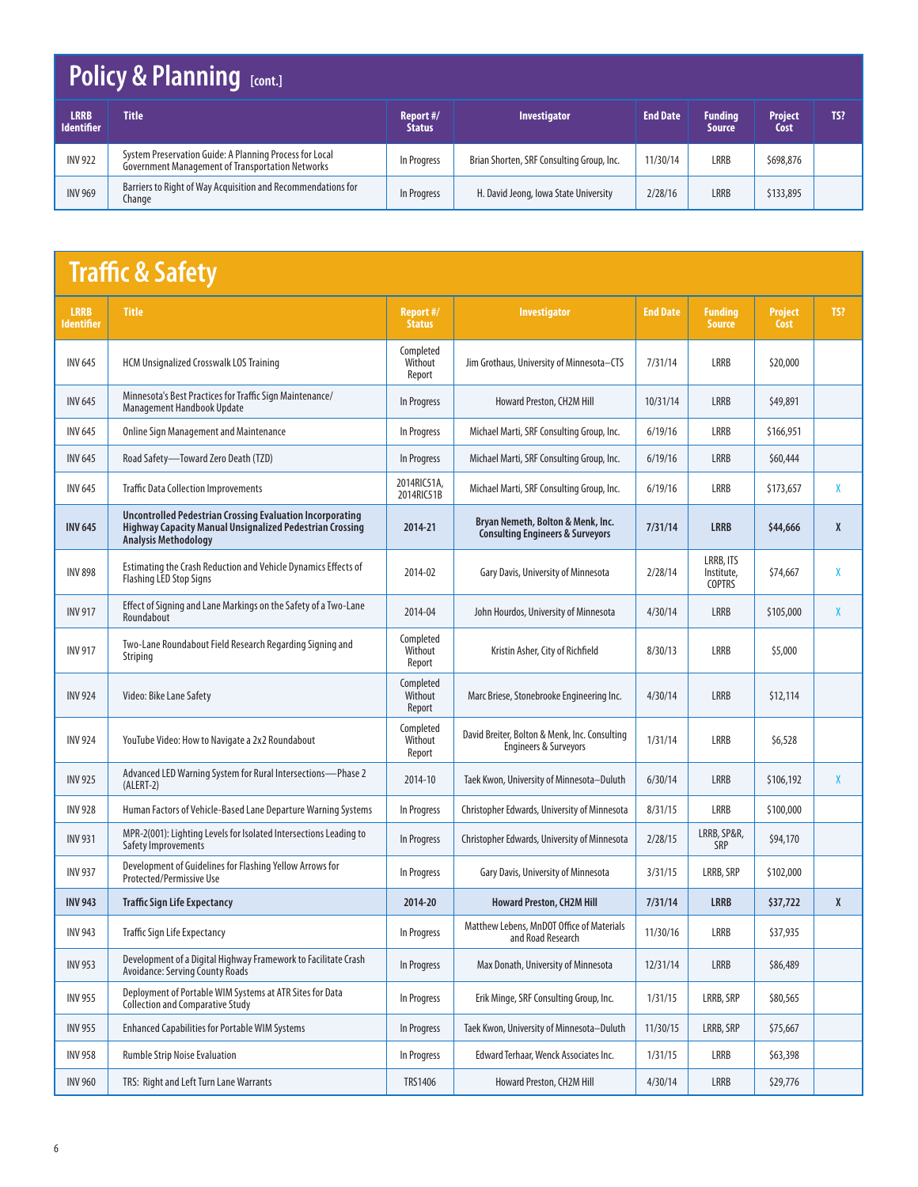## Policy & Planning [cont.]

| LRRB Identifier | Title | Report #/ Status | Investigator | End Date | Funding Source | Project Cost | TS? |
|---|---|---|---|---|---|---|---|
| INV 922 | System Preservation Guide: A Planning Process for Local Government Management of Transportation Networks | In Progress | Brian Shorten, SRF Consulting Group, Inc. | 11/30/14 | LRRB | $698,876 | |
| INV 969 | Barriers to Right of Way Acquisition and Recommendations for Change | In Progress | H. David Jeong, Iowa State University | 2/28/16 | LRRB | $133,895 | |

## Traffic & Safety

| LRRB Identifier | Title | Report #/ Status | Investigator | End Date | Funding Source | Project Cost | TS? |
|---|---|---|---|---|---|---|---|
| INV 645 | HCM Unsignalized Crosswalk LOS Training | Completed Without Report | Jim Grothaus, University of Minnesota–CTS | 7/31/14 | LRRB | $20,000 | |
| INV 645 | Minnesota's Best Practices for Traffic Sign Maintenance/ Management Handbook Update | In Progress | Howard Preston, CH2M Hill | 10/31/14 | LRRB | $49,891 | |
| INV 645 | Online Sign Management and Maintenance | In Progress | Michael Marti, SRF Consulting Group, Inc. | 6/19/16 | LRRB | $166,951 | |
| INV 645 | Road Safety—Toward Zero Death (TZD) | In Progress | Michael Marti, SRF Consulting Group, Inc. | 6/19/16 | LRRB | $60,444 | |
| INV 645 | Traffic Data Collection Improvements | 2014RIC51A, 2014RIC51B | Michael Marti, SRF Consulting Group, Inc. | 6/19/16 | LRRB | $173,657 | X |
| **INV 645** | **Uncontrolled Pedestrian Crossing Evaluation Incorporating Highway Capacity Manual Unsignalized Pedestrian Crossing Analysis Methodology** | **2014-21** | **Bryan Nemeth, Bolton & Menk, Inc. Consulting Engineers & Surveyors** | **7/31/14** | **LRRB** | **$44,666** | **X** |
| INV 898 | Estimating the Crash Reduction and Vehicle Dynamics Effects of Flashing LED Stop Signs | 2014-02 | Gary Davis, University of Minnesota | 2/28/14 | LRRB, ITS Institute, COPTRS | $74,667 | X |
| INV 917 | Effect of Signing and Lane Markings on the Safety of a Two-Lane Roundabout | 2014-04 | John Hourdos, University of Minnesota | 4/30/14 | LRRB | $105,000 | X |
| INV 917 | Two-Lane Roundabout Field Research Regarding Signing and Striping | Completed Without Report | Kristin Asher, City of Richfield | 8/30/13 | LRRB | $5,000 | |
| INV 924 | Video: Bike Lane Safety | Completed Without Report | Marc Briese, Stonebrooke Engineering Inc. | 4/30/14 | LRRB | $12,114 | |
| INV 924 | YouTube Video: How to Navigate a 2x2 Roundabout | Completed Without Report | David Breiter, Bolton & Menk, Inc. Consulting Engineers & Surveyors | 1/31/14 | LRRB | $6,528 | |
| INV 925 | Advanced LED Warning System for Rural Intersections—Phase 2 (ALERT-2) | 2014-10 | Taek Kwon, University of Minnesota–Duluth | 6/30/14 | LRRB | $106,192 | X |
| INV 928 | Human Factors of Vehicle-Based Lane Departure Warning Systems | In Progress | Christopher Edwards, University of Minnesota | 8/31/15 | LRRB | $100,000 | |
| INV 931 | MPR-2(001): Lighting Levels for Isolated Intersections Leading to Safety Improvements | In Progress | Christopher Edwards, University of Minnesota | 2/28/15 | LRRB, SP&R, SRP | $94,170 | |
| INV 937 | Development of Guidelines for Flashing Yellow Arrows for Protected/Permissive Use | In Progress | Gary Davis, University of Minnesota | 3/31/15 | LRRB, SRP | $102,000 | |
| **INV 943** | **Traffic Sign Life Expectancy** | **2014-20** | **Howard Preston, CH2M Hill** | **7/31/14** | **LRRB** | **$37,722** | **X** |
| INV 943 | Traffic Sign Life Expectancy | In Progress | Matthew Lebens, MnDOT Office of Materials and Road Research | 11/30/16 | LRRB | $37,935 | |
| INV 953 | Development of a Digital Highway Framework to Facilitate Crash Avoidance: Serving County Roads | In Progress | Max Donath, University of Minnesota | 12/31/14 | LRRB | $86,489 | |
| INV 955 | Deployment of Portable WIM Systems at ATR Sites for Data Collection and Comparative Study | In Progress | Erik Minge, SRF Consulting Group, Inc. | 1/31/15 | LRRB, SRP | $80,565 | |
| INV 955 | Enhanced Capabilities for Portable WIM Systems | In Progress | Taek Kwon, University of Minnesota–Duluth | 11/30/15 | LRRB, SRP | $75,667 | |
| INV 958 | Rumble Strip Noise Evaluation | In Progress | Edward Terhaar, Wenck Associates Inc. | 1/31/15 | LRRB | $63,398 | |
| INV 960 | TRS: Right and Left Turn Lane Warrants | TRS1406 | Howard Preston, CH2M Hill | 4/30/14 | LRRB | $29,776 | |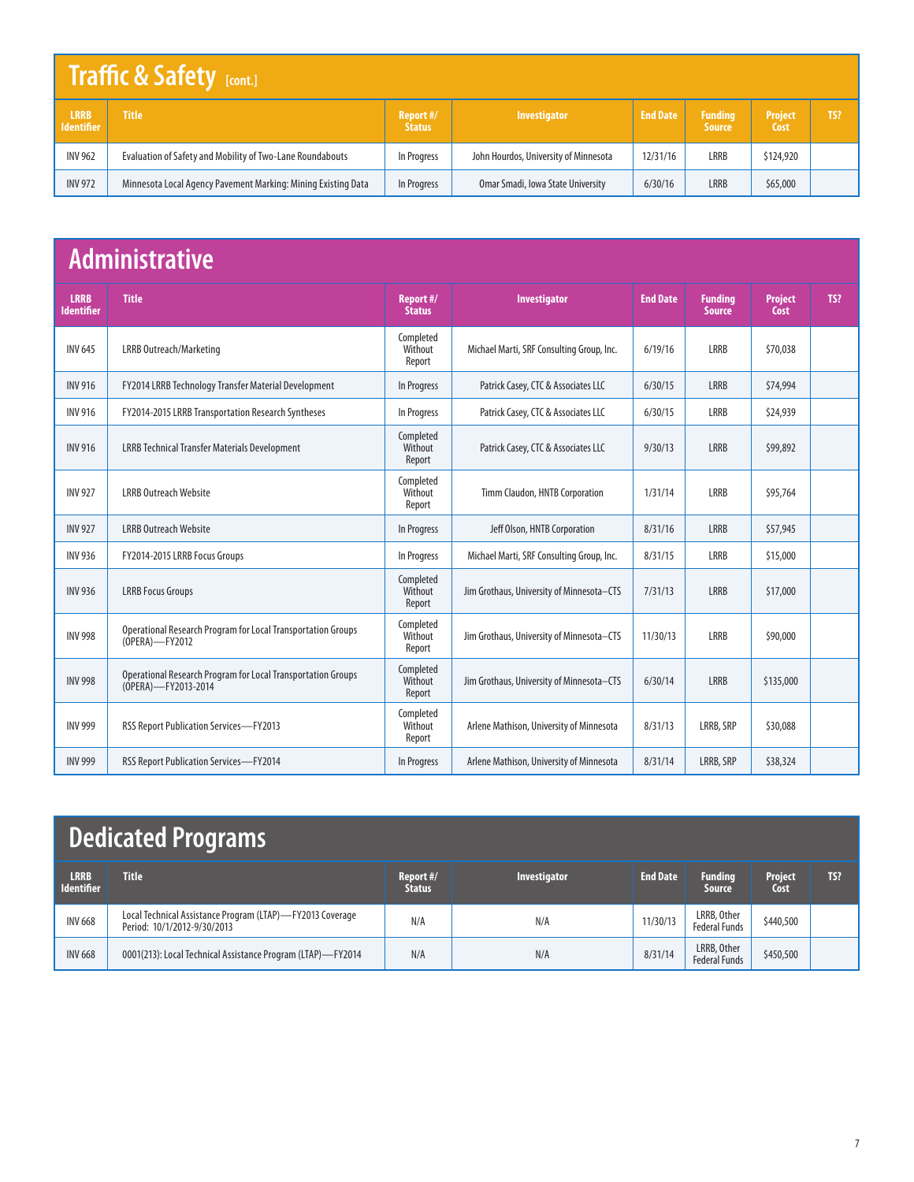## Traffic & Safety [cont.]

| LRRB Identifier | Title | Report #/ Status | Investigator | End Date | Funding Source | Project Cost | TS? |
|---|---|---|---|---|---|---|---|
| INV 962 | Evaluation of Safety and Mobility of Two-Lane Roundabouts | In Progress | John Hourdos, University of Minnesota | 12/31/16 | LRRB | $124,920 | |
| INV 972 | Minnesota Local Agency Pavement Marking: Mining Existing Data | In Progress | Omar Smadi, Iowa State University | 6/30/16 | LRRB | $65,000 | |

## Administrative

| LRRB Identifier | Title | Report #/ Status | Investigator | End Date | Funding Source | Project Cost | TS? |
|---|---|---|---|---|---|---|---|
| INV 645 | LRRB Outreach/Marketing | Completed Without Report | Michael Marti, SRF Consulting Group, Inc. | 6/19/16 | LRRB | $70,038 | |
| INV 916 | FY2014 LRRB Technology Transfer Material Development | In Progress | Patrick Casey, CTC & Associates LLC | 6/30/15 | LRRB | $74,994 | |
| INV 916 | FY2014-2015 LRRB Transportation Research Syntheses | In Progress | Patrick Casey, CTC & Associates LLC | 6/30/15 | LRRB | $24,939 | |
| INV 916 | LRRB Technical Transfer Materials Development | Completed Without Report | Patrick Casey, CTC & Associates LLC | 9/30/13 | LRRB | $99,892 | |
| INV 927 | LRRB Outreach Website | Completed Without Report | Timm Claudon, HNTB Corporation | 1/31/14 | LRRB | $95,764 | |
| INV 927 | LRRB Outreach Website | In Progress | Jeff Olson, HNTB Corporation | 8/31/16 | LRRB | $57,945 | |
| INV 936 | FY2014-2015 LRRB Focus Groups | In Progress | Michael Marti, SRF Consulting Group, Inc. | 8/31/15 | LRRB | $15,000 | |
| INV 936 | LRRB Focus Groups | Completed Without Report | Jim Grothaus, University of Minnesota–CTS | 7/31/13 | LRRB | $17,000 | |
| INV 998 | Operational Research Program for Local Transportation Groups (OPERA)—FY2012 | Completed Without Report | Jim Grothaus, University of Minnesota–CTS | 11/30/13 | LRRB | $90,000 | |
| INV 998 | Operational Research Program for Local Transportation Groups (OPERA)—FY2013-2014 | Completed Without Report | Jim Grothaus, University of Minnesota–CTS | 6/30/14 | LRRB | $135,000 | |
| INV 999 | RSS Report Publication Services—FY2013 | Completed Without Report | Arlene Mathison, University of Minnesota | 8/31/13 | LRRB, SRP | $30,088 | |
| INV 999 | RSS Report Publication Services—FY2014 | In Progress | Arlene Mathison, University of Minnesota | 8/31/14 | LRRB, SRP | $38,324 | |

## Dedicated Programs

| LRRB Identifier | Title | Report #/ Status | Investigator | End Date | Funding Source | Project Cost | TS? |
|---|---|---|---|---|---|---|---|
| INV 668 | Local Technical Assistance Program (LTAP)—FY2013 Coverage Period: 10/1/2012-9/30/2013 | N/A | N/A | 11/30/13 | LRRB, Other Federal Funds | $440,500 | |
| INV 668 | 0001(213): Local Technical Assistance Program (LTAP)—FY2014 | N/A | N/A | 8/31/14 | LRRB, Other Federal Funds | $450,500 | |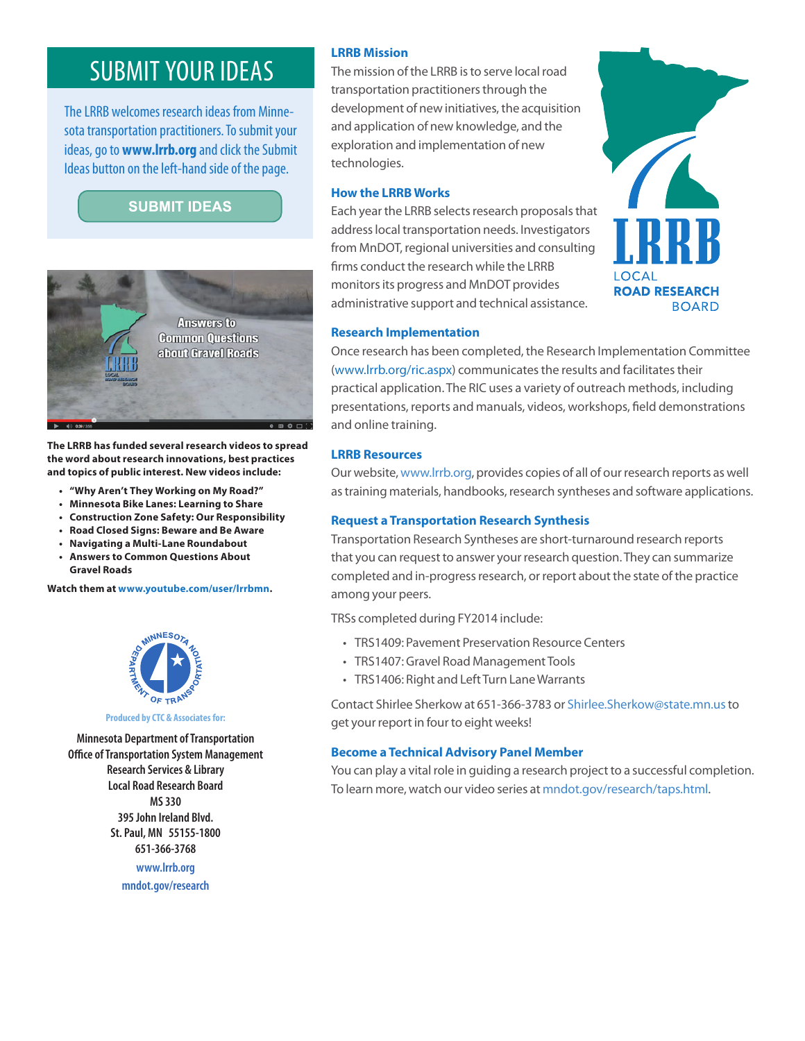## SUBMIT YOUR IDEAS

The LRRB welcomes research ideas from Minnesota transportation practitioners. To submit your ideas, go to **www.lrrb.org** and click the Submit Ideas button on the left-hand side of the page.

SUBMIT IDEAS

**The LRRB has funded several research videos to spread the word about research innovations, best practices and topics of public interest. New videos include:**

- **"Why Aren't They Working on My Road?"**
- **Minnesota Bike Lanes: Learning to Share**
- **Construction Zone Safety: Our Responsibility**
- **Road Closed Signs: Beware and Be Aware**
- **Navigating a Multi-Lane Roundabout**
- **Answers to Common Questions About Gravel Roads**

**Watch them at www.youtube.com/user/lrrbmn.**

Produced by CTC & Associates for:

Minnesota Department of Transportation
Office of Transportation System Management
Research Services & Library
Local Road Research Board
MS 330
395 John Ireland Blvd.
St. Paul, MN 55155-1800
651-366-3768
www.lrrb.org
mndot.gov/research

### LRRB Mission

The mission of the LRRB is to serve local road transportation practitioners through the development of new initiatives, the acquisition and application of new knowledge, and the exploration and implementation of new technologies.

### How the LRRB Works

Each year the LRRB selects research proposals that address local transportation needs. Investigators from MnDOT, regional universities and consulting firms conduct the research while the LRRB monitors its progress and MnDOT provides administrative support and technical assistance.

### Research Implementation

Once research has been completed, the Research Implementation Committee (www.lrrb.org/ric.aspx) communicates the results and facilitates their practical application. The RIC uses a variety of outreach methods, including presentations, reports and manuals, videos, workshops, field demonstrations and online training.

### LRRB Resources

Our website, www.lrrb.org, provides copies of all of our research reports as well as training materials, handbooks, research syntheses and software applications.

### Request a Transportation Research Synthesis

Transportation Research Syntheses are short-turnaround research reports that you can request to answer your research question. They can summarize completed and in-progress research, or report about the state of the practice among your peers.

TRSs completed during FY2014 include:

- TRS1409: Pavement Preservation Resource Centers
- TRS1407: Gravel Road Management Tools
- TRS1406: Right and Left Turn Lane Warrants

Contact Shirlee Sherkow at 651-366-3783 or Shirlee.Sherkow@state.mn.us to get your report in four to eight weeks!

### Become a Technical Advisory Panel Member

You can play a vital role in guiding a research project to a successful completion. To learn more, watch our video series at mndot.gov/research/taps.html.